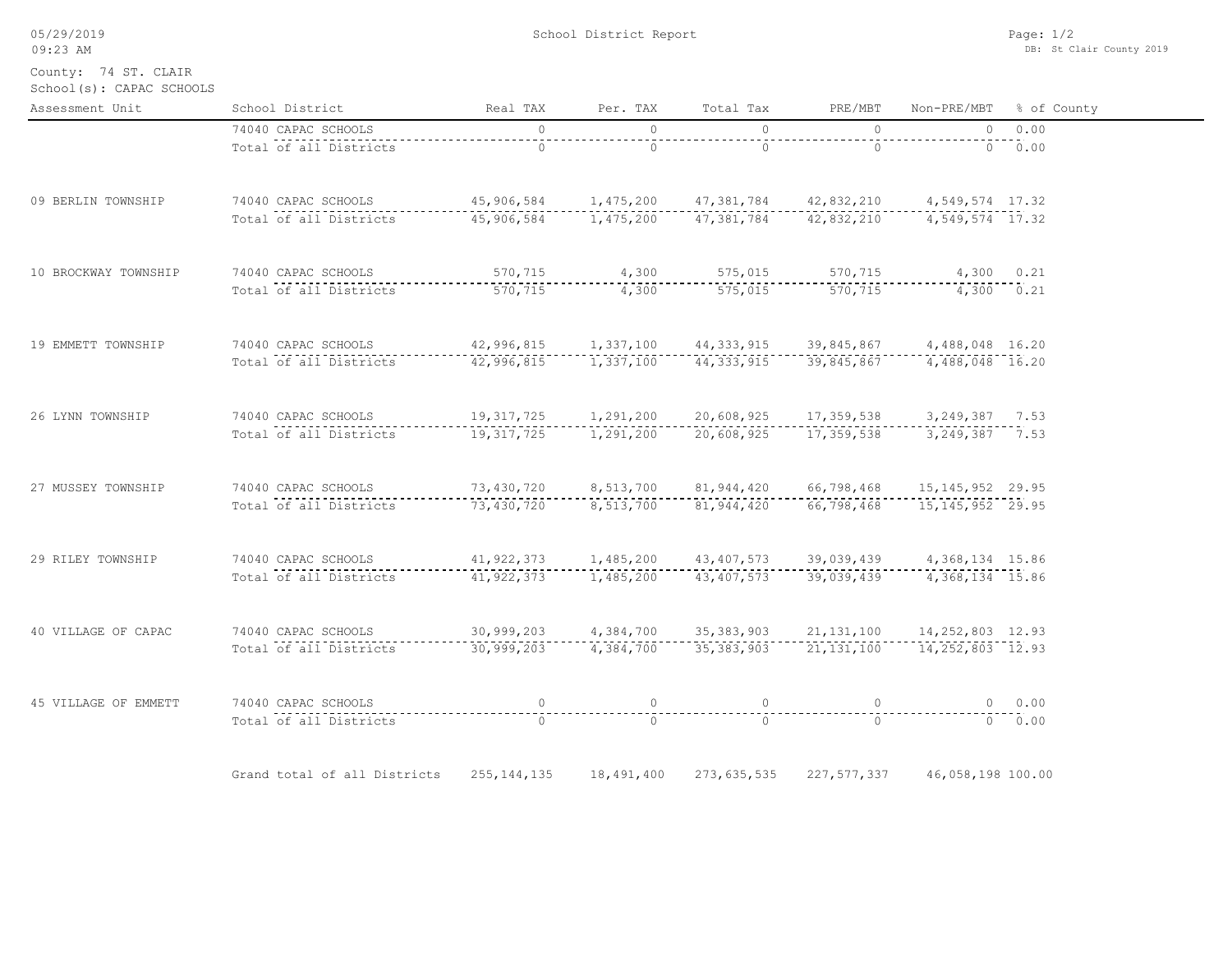School District Report

County: 74 ST. CLAIR
School(s): CAPAC SCHOOLS

| Assessment Unit | School District | Real TAX | Per. TAX | Total Tax | PRE/MBT | Non-PRE/MBT | % of County |
|---|---|---|---|---|---|---|---|
| | 74040 CAPAC SCHOOLS | 0 | 0 | 0 | 0 | 0 | 0.00 |
| | Total of all Districts | 0 | 0 | 0 | 0 | 0 | 0.00 |
| 09 BERLIN TOWNSHIP | 74040 CAPAC SCHOOLS | 45,906,584 | 1,475,200 | 47,381,784 | 42,832,210 | 4,549,574 | 17.32 |
| | Total of all Districts | 45,906,584 | 1,475,200 | 47,381,784 | 42,832,210 | 4,549,574 | 17.32 |
| 10 BROCKWAY TOWNSHIP | 74040 CAPAC SCHOOLS | 570,715 | 4,300 | 575,015 | 570,715 | 4,300 | 0.21 |
| | Total of all Districts | 570,715 | 4,300 | 575,015 | 570,715 | 4,300 | 0.21 |
| 19 EMMETT TOWNSHIP | 74040 CAPAC SCHOOLS | 42,996,815 | 1,337,100 | 44,333,915 | 39,845,867 | 4,488,048 | 16.20 |
| | Total of all Districts | 42,996,815 | 1,337,100 | 44,333,915 | 39,845,867 | 4,488,048 | 16.20 |
| 26 LYNN TOWNSHIP | 74040 CAPAC SCHOOLS | 19,317,725 | 1,291,200 | 20,608,925 | 17,359,538 | 3,249,387 | 7.53 |
| | Total of all Districts | 19,317,725 | 1,291,200 | 20,608,925 | 17,359,538 | 3,249,387 | 7.53 |
| 27 MUSSEY TOWNSHIP | 74040 CAPAC SCHOOLS | 73,430,720 | 8,513,700 | 81,944,420 | 66,798,468 | 15,145,952 | 29.95 |
| | Total of all Districts | 73,430,720 | 8,513,700 | 81,944,420 | 66,798,468 | 15,145,952 | 29.95 |
| 29 RILEY TOWNSHIP | 74040 CAPAC SCHOOLS | 41,922,373 | 1,485,200 | 43,407,573 | 39,039,439 | 4,368,134 | 15.86 |
| | Total of all Districts | 41,922,373 | 1,485,200 | 43,407,573 | 39,039,439 | 4,368,134 | 15.86 |
| 40 VILLAGE OF CAPAC | 74040 CAPAC SCHOOLS | 30,999,203 | 4,384,700 | 35,383,903 | 21,131,100 | 14,252,803 | 12.93 |
| | Total of all Districts | 30,999,203 | 4,384,700 | 35,383,903 | 21,131,100 | 14,252,803 | 12.93 |
| 45 VILLAGE OF EMMETT | 74040 CAPAC SCHOOLS | 0 | 0 | 0 | 0 | 0 | 0.00 |
| | Total of all Districts | 0 | 0 | 0 | 0 | 0 | 0.00 |
| | Grand total of all Districts | 255,144,135 | 18,491,400 | 273,635,535 | 227,577,337 | 46,058,198 | 100.00 |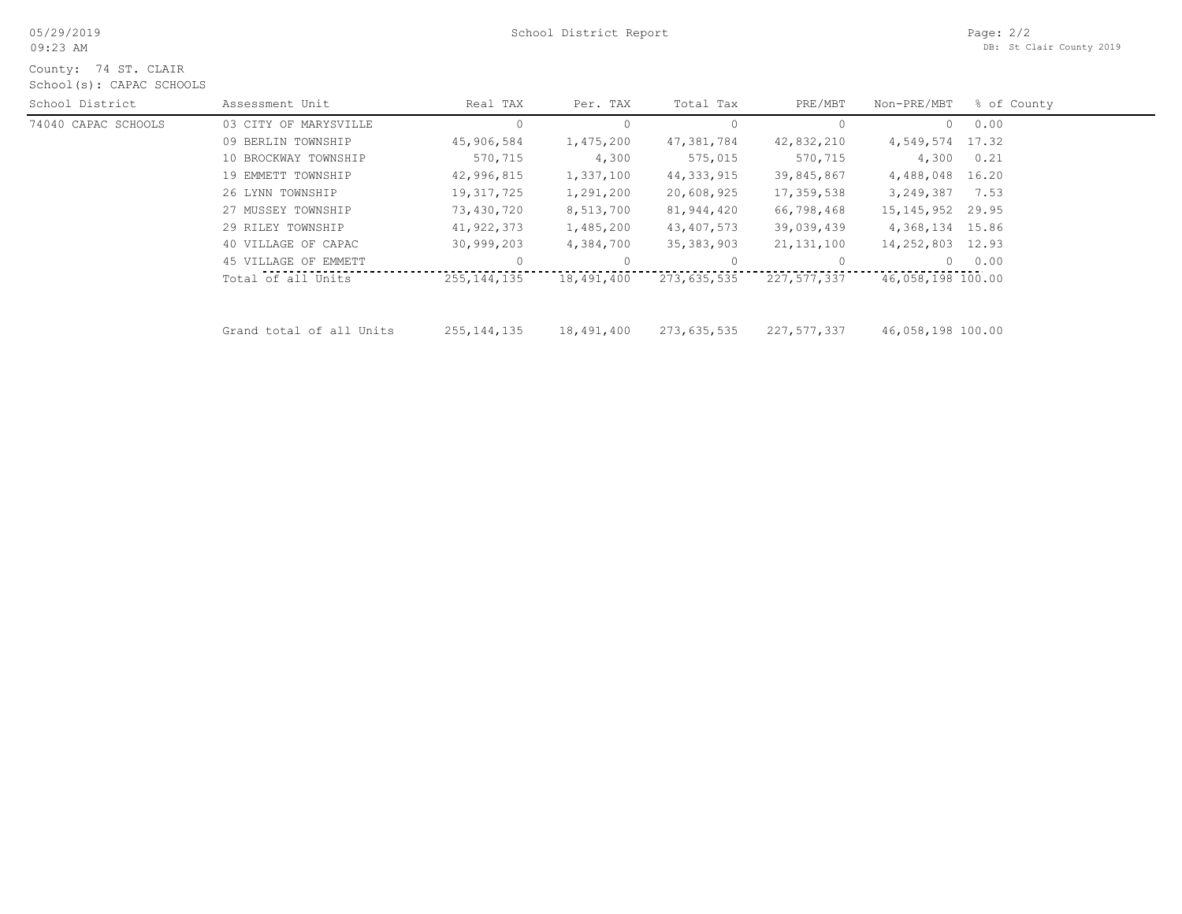County: 74 ST. CLAIR

School(s): CAPAC SCHOOLS

| School District | Assessment Unit | Real TAX | Per. TAX | Total Tax | PRE/MBT | Non-PRE/MBT | % of County |
|---|---|---|---|---|---|---|---|
| 74040 CAPAC SCHOOLS | 03 CITY OF MARYSVILLE | 0 | 0 | 0 | 0 | 0 | 0.00 |
| | 09 BERLIN TOWNSHIP | 45,906,584 | 1,475,200 | 47,381,784 | 42,832,210 | 4,549,574 | 17.32 |
| | 10 BROCKWAY TOWNSHIP | 570,715 | 4,300 | 575,015 | 570,715 | 4,300 | 0.21 |
| | 19 EMMETT TOWNSHIP | 42,996,815 | 1,337,100 | 44,333,915 | 39,845,867 | 4,488,048 | 16.20 |
| | 26 LYNN TOWNSHIP | 19,317,725 | 1,291,200 | 20,608,925 | 17,359,538 | 3,249,387 | 7.53 |
| | 27 MUSSEY TOWNSHIP | 73,430,720 | 8,513,700 | 81,944,420 | 66,798,468 | 15,145,952 | 29.95 |
| | 29 RILEY TOWNSHIP | 41,922,373 | 1,485,200 | 43,407,573 | 39,039,439 | 4,368,134 | 15.86 |
| | 40 VILLAGE OF CAPAC | 30,999,203 | 4,384,700 | 35,383,903 | 21,131,100 | 14,252,803 | 12.93 |
| | 45 VILLAGE OF EMMETT | 0 | 0 | 0 | 0 | 0 | 0.00 |
| | Total of all Units | 255,144,135 | 18,491,400 | 273,635,535 | 227,577,337 | 46,058,198 | 100.00 |
| | Grand total of all Units | 255,144,135 | 18,491,400 | 273,635,535 | 227,577,337 | 46,058,198 | 100.00 |